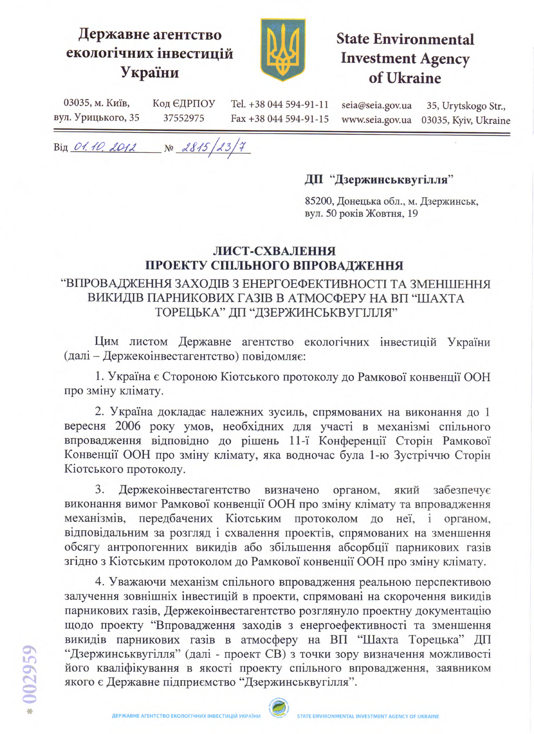**Державне агентство екологічних інвестицій України**

**State Environmental Investment Agency of Ukraine**

03035, м. Київ, вул. Урицького, 35 | Код ЄДРПОУ 37552975 | Tel. +38 044 594-91-11 Fax +38 044 594-91-15 | seia@seia.gov.ua www.seia.gov.ua | 35, Urytskogo Str., 03035, Kyiv, Ukraine

Від 01.10.2012 № 2815/23/7

**ДП "Дзержинськвугілля"**

85200, Донецька обл., м. Дзержинськ, вул. 50 років Жовтня, 19

## ЛИСТ-СХВАЛЕННЯ ПРОЕКТУ СПІЛЬНОГО ВПРОВАДЖЕННЯ

### "ВПРОВАДЖЕННЯ ЗАХОДІВ З ЕНЕРГОЕФЕКТИВНОСТІ ТА ЗМЕНШЕННЯ ВИКИДІВ ПАРНИКОВИХ ГАЗІВ В АТМОСФЕРУ НА ВП "ШАХТА ТОРЕЦЬКА" ДП "ДЗЕРЖИНСЬКВУГІЛЛЯ"

Цим листом Державне агентство екологічних інвестицій України (далі – Держекоінвестагентство) повідомляє:

1. Україна є Стороною Кіотського протоколу до Рамкової конвенції ООН про зміну клімату.

2. Україна докладає належних зусиль, спрямованих на виконання до 1 вересня 2006 року умов, необхідних для участі в механізмі спільного впровадження відповідно до рішень 11-ї Конференції Сторін Рамкової Конвенції ООН про зміну клімату, яка водночас була 1-ю Зустріччю Сторін Кіотського протоколу.

3. Держекоінвестагентство визначено органом, який забезпечує виконання вимог Рамкової конвенції ООН про зміну клімату та впровадження механізмів, передбачених Кіотським протоколом до неї, і органом, відповідальним за розгляд і схвалення проектів, спрямованих на зменшення обсягу антропогенних викидів або збільшення абсорбції парникових газів згідно з Кіотським протоколом до Рамкової конвенції ООН про зміну клімату.

4. Уважаючи механізм спільного впровадження реальною перспективою залучення зовнішніх інвестицій в проекти, спрямовані на скорочення викидів парникових газів, Держекоінвестагентство розглянуло проектну документацію щодо проекту "Впровадження заходів з енергоефективності та зменшення викидів парникових газів в атмосферу на ВП "Шахта Торецька" ДП "Дзержинськвугілля" (далі - проект СВ) з точки зору визначення можливості його кваліфікування в якості проекту спільного впровадження, заявником якого є Державне підприємство "Дзержинськвугілля".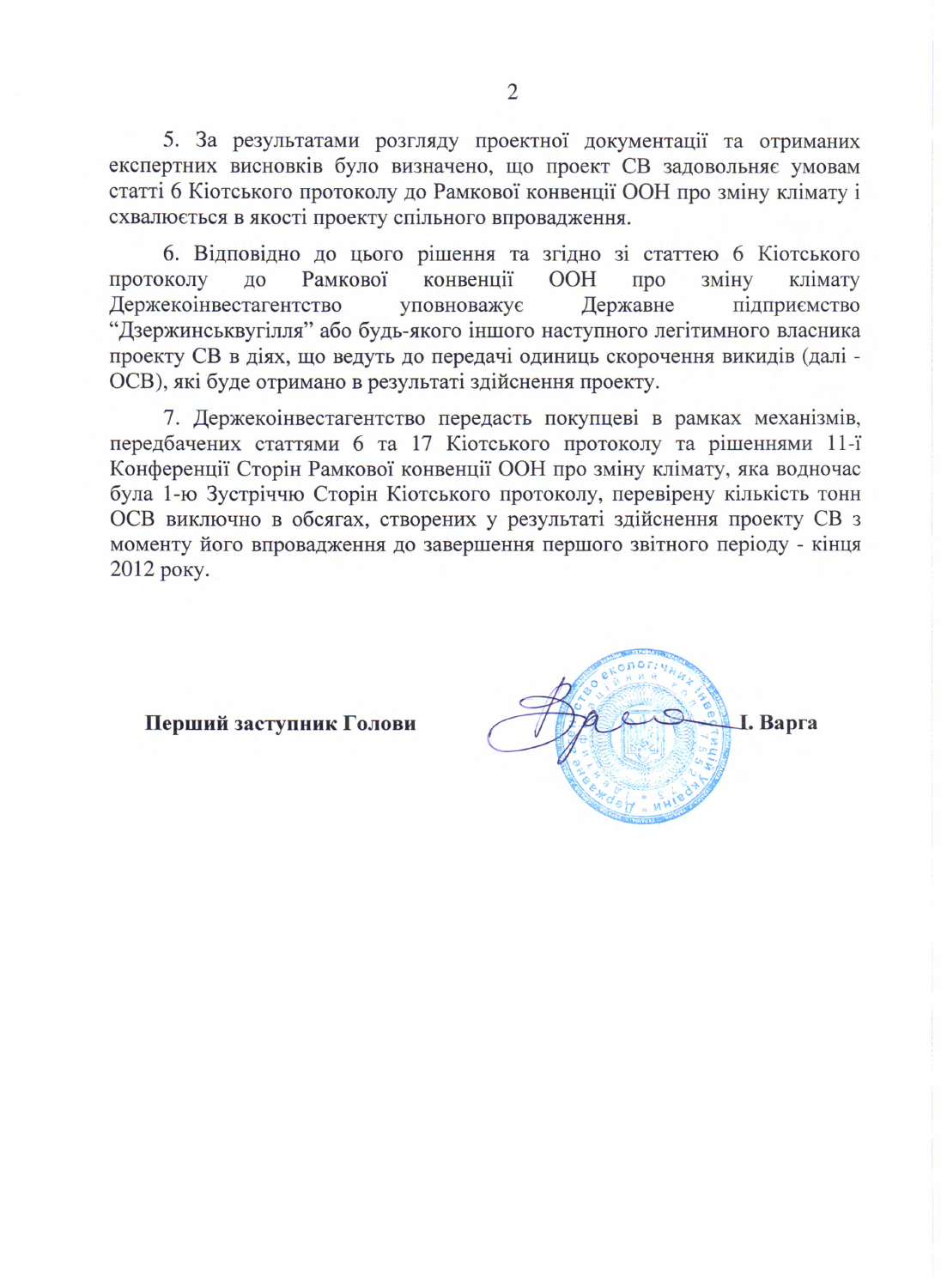5. За результатами розгляду проектної документації та отриманих експертних висновків було визначено, що проект СВ задовольняє умовам статті 6 Кіотського протоколу до Рамкової конвенції ООН про зміну клімату і схвалюється в якості проекту спільного впровадження.

6. Відповідно до цього рішення та згідно зі статтею 6 Кіотського протоколу до Рамкової конвенції ООН про зміну клімату Держекоінвестагентство уповноважує Державне підприємство "Дзержинськвугілля" або будь-якого іншого наступного легітимного власника проекту СВ в діях, що ведуть до передачі одиниць скорочення викидів (далі - ОСВ), які буде отримано в результаті здійснення проекту.

7. Держекоінвестагентство передасть покупцеві в рамках механізмів, передбачених статтями 6 та 17 Кіотського протоколу та рішеннями 11-ї Конференції Сторін Рамкової конвенції ООН про зміну клімату, яка водночас була 1-ю Зустріччю Сторін Кіотського протоколу, перевірену кількість тонн ОСВ виключно в обсягах, створених у результаті здійснення проекту СВ з моменту його впровадження до завершення першого звітного періоду - кінця 2012 року.

**Перший заступник Голови** **І. Варга**